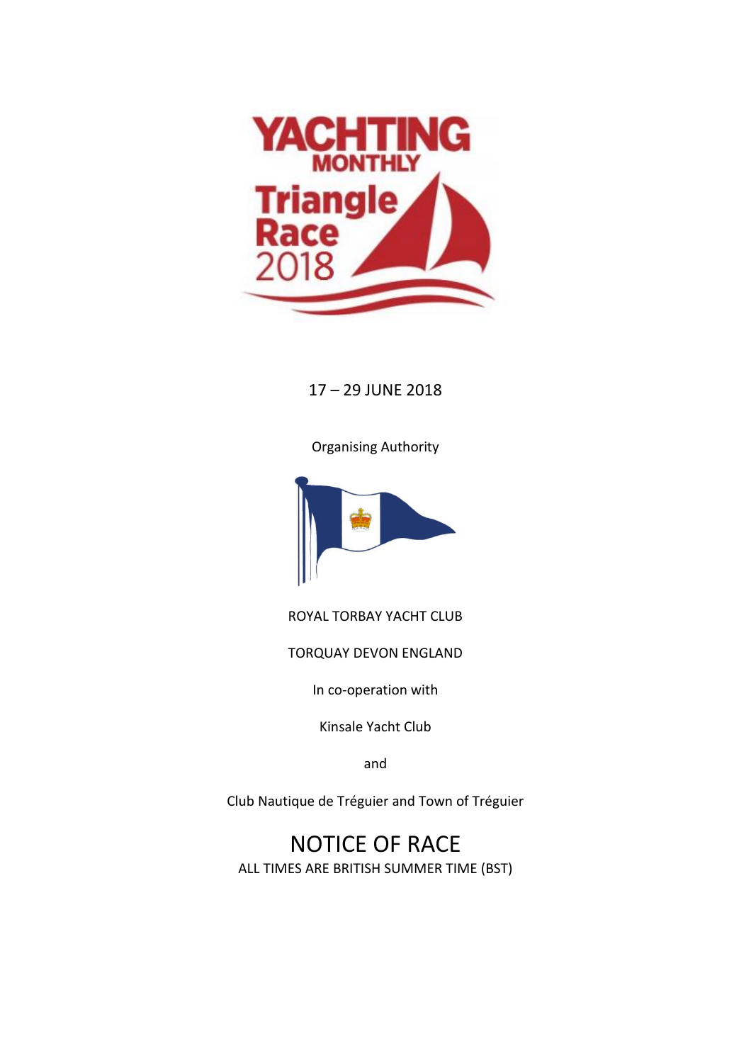YACHTING MONTHLY

Triangle Race 2018

17 – 29 JUNE 2018

Organising Authority

ROYAL TORBAY YACHT CLUB

TORQUAY DEVON ENGLAND

In co-operation with

Kinsale Yacht Club

and

Club Nautique de Tréguier and Town of Tréguier

# NOTICE OF RACE

ALL TIMES ARE BRITISH SUMMER TIME (BST)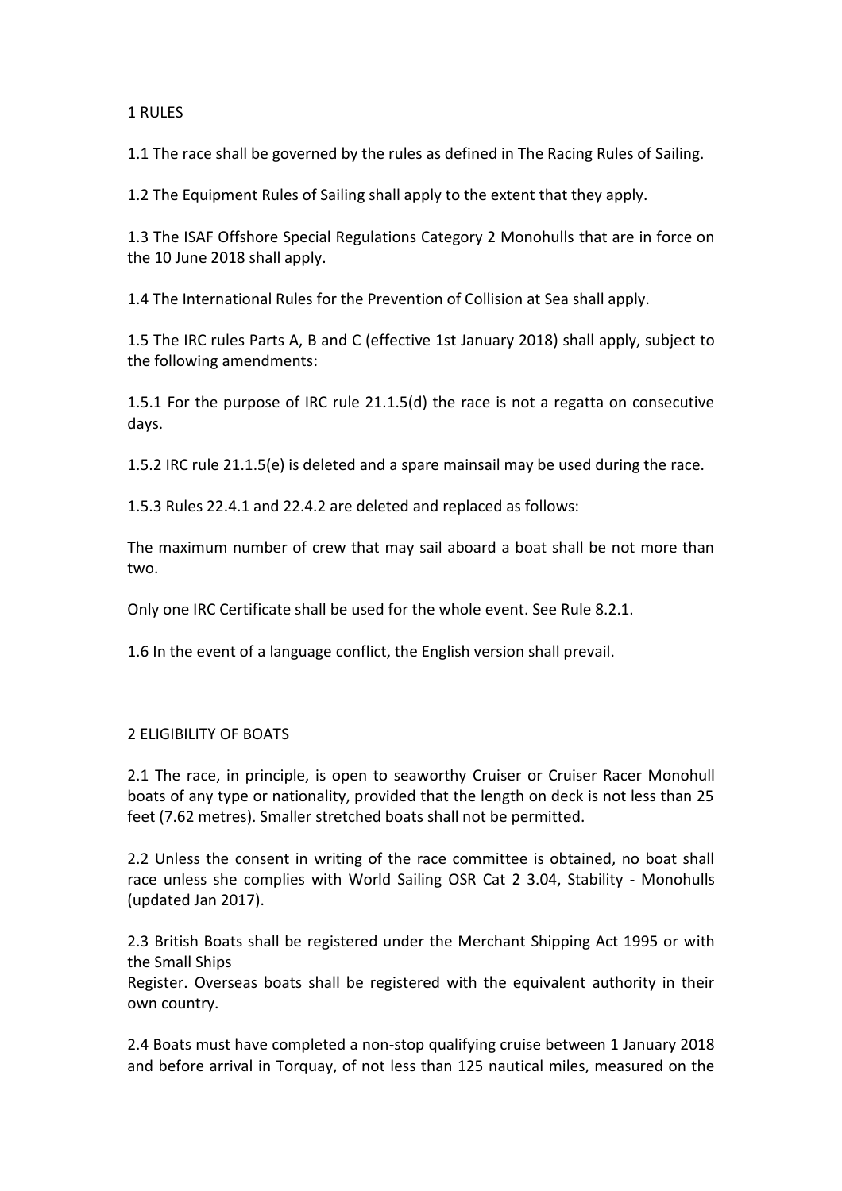## 1 RULES

1.1 The race shall be governed by the rules as defined in The Racing Rules of Sailing.

1.2 The Equipment Rules of Sailing shall apply to the extent that they apply.

1.3 The ISAF Offshore Special Regulations Category 2 Monohulls that are in force on the 10 June 2018 shall apply.

1.4 The International Rules for the Prevention of Collision at Sea shall apply.

1.5 The IRC rules Parts A, B and C (effective 1st January 2018) shall apply, subject to the following amendments:

1.5.1 For the purpose of IRC rule 21.1.5(d) the race is not a regatta on consecutive days.

1.5.2 IRC rule 21.1.5(e) is deleted and a spare mainsail may be used during the race.

1.5.3 Rules 22.4.1 and 22.4.2 are deleted and replaced as follows:

The maximum number of crew that may sail aboard a boat shall be not more than two.

Only one IRC Certificate shall be used for the whole event. See Rule 8.2.1.

1.6 In the event of a language conflict, the English version shall prevail.

## 2 ELIGIBILITY OF BOATS

2.1 The race, in principle, is open to seaworthy Cruiser or Cruiser Racer Monohull boats of any type or nationality, provided that the length on deck is not less than 25 feet (7.62 metres). Smaller stretched boats shall not be permitted.

2.2 Unless the consent in writing of the race committee is obtained, no boat shall race unless she complies with World Sailing OSR Cat 2 3.04, Stability - Monohulls (updated Jan 2017).

2.3 British Boats shall be registered under the Merchant Shipping Act 1995 or with the Small Ships Register. Overseas boats shall be registered with the equivalent authority in their own country.

2.4 Boats must have completed a non-stop qualifying cruise between 1 January 2018 and before arrival in Torquay, of not less than 125 nautical miles, measured on the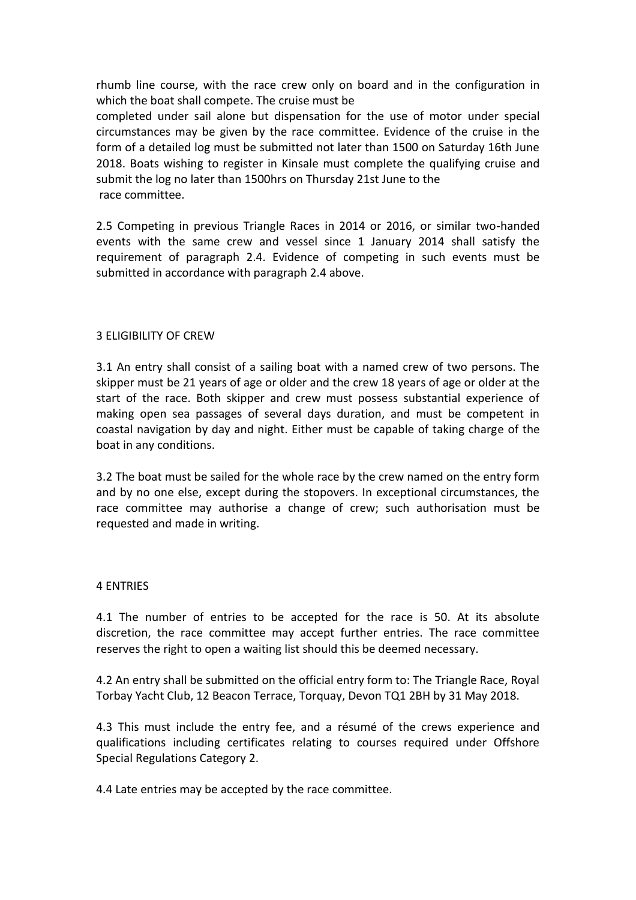rhumb line course, with the race crew only on board and in the configuration in which the boat shall compete. The cruise must be completed under sail alone but dispensation for the use of motor under special circumstances may be given by the race committee. Evidence of the cruise in the form of a detailed log must be submitted not later than 1500 on Saturday 16th June 2018. Boats wishing to register in Kinsale must complete the qualifying cruise and submit the log no later than 1500hrs on Thursday 21st June to the race committee.

2.5 Competing in previous Triangle Races in 2014 or 2016, or similar two-handed events with the same crew and vessel since 1 January 2014 shall satisfy the requirement of paragraph 2.4. Evidence of competing in such events must be submitted in accordance with paragraph 2.4 above.

## 3 ELIGIBILITY OF CREW

3.1 An entry shall consist of a sailing boat with a named crew of two persons. The skipper must be 21 years of age or older and the crew 18 years of age or older at the start of the race. Both skipper and crew must possess substantial experience of making open sea passages of several days duration, and must be competent in coastal navigation by day and night. Either must be capable of taking charge of the boat in any conditions.

3.2 The boat must be sailed for the whole race by the crew named on the entry form and by no one else, except during the stopovers. In exceptional circumstances, the race committee may authorise a change of crew; such authorisation must be requested and made in writing.

## 4 ENTRIES

4.1 The number of entries to be accepted for the race is 50. At its absolute discretion, the race committee may accept further entries. The race committee reserves the right to open a waiting list should this be deemed necessary.

4.2 An entry shall be submitted on the official entry form to: The Triangle Race, Royal Torbay Yacht Club, 12 Beacon Terrace, Torquay, Devon TQ1 2BH by 31 May 2018.

4.3 This must include the entry fee, and a résumé of the crews experience and qualifications including certificates relating to courses required under Offshore Special Regulations Category 2.

4.4 Late entries may be accepted by the race committee.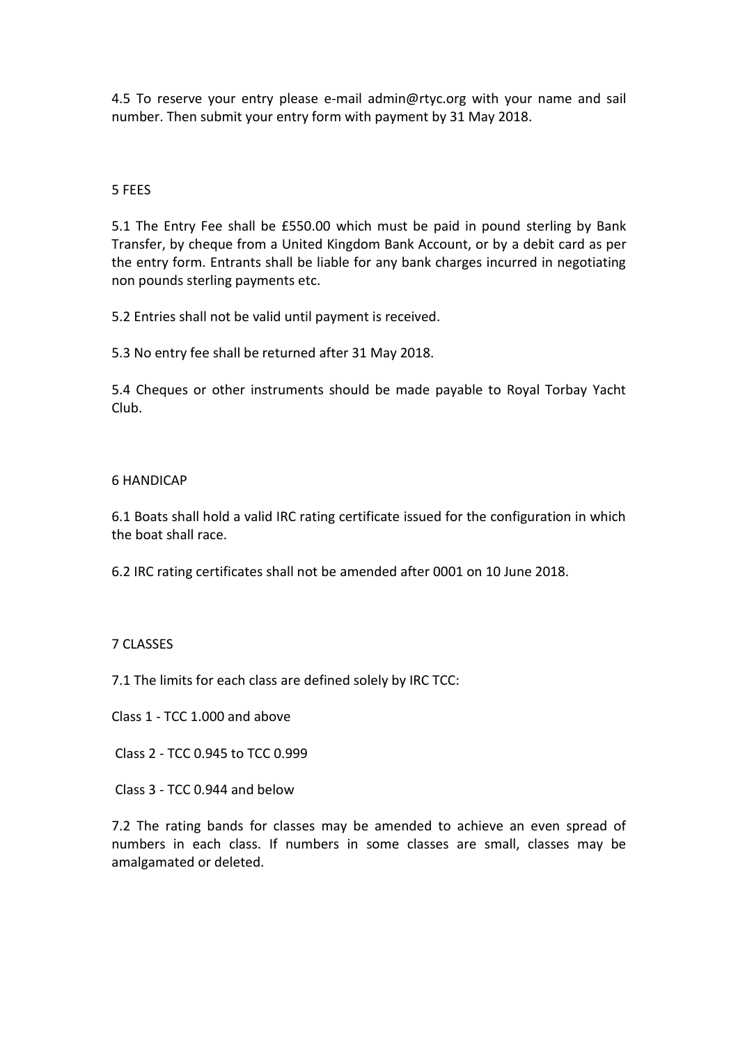4.5 To reserve your entry please e-mail admin@rtyc.org with your name and sail number. Then submit your entry form with payment by 31 May 2018.

## 5 FEES

5.1 The Entry Fee shall be £550.00 which must be paid in pound sterling by Bank Transfer, by cheque from a United Kingdom Bank Account, or by a debit card as per the entry form. Entrants shall be liable for any bank charges incurred in negotiating non pounds sterling payments etc.

5.2 Entries shall not be valid until payment is received.

5.3 No entry fee shall be returned after 31 May 2018.

5.4 Cheques or other instruments should be made payable to Royal Torbay Yacht Club.

## 6 HANDICAP

6.1 Boats shall hold a valid IRC rating certificate issued for the configuration in which the boat shall race.

6.2 IRC rating certificates shall not be amended after 0001 on 10 June 2018.

## 7 CLASSES

7.1 The limits for each class are defined solely by IRC TCC:

Class 1 - TCC 1.000 and above

Class 2 - TCC 0.945 to TCC 0.999

Class 3 - TCC 0.944 and below

7.2 The rating bands for classes may be amended to achieve an even spread of numbers in each class. If numbers in some classes are small, classes may be amalgamated or deleted.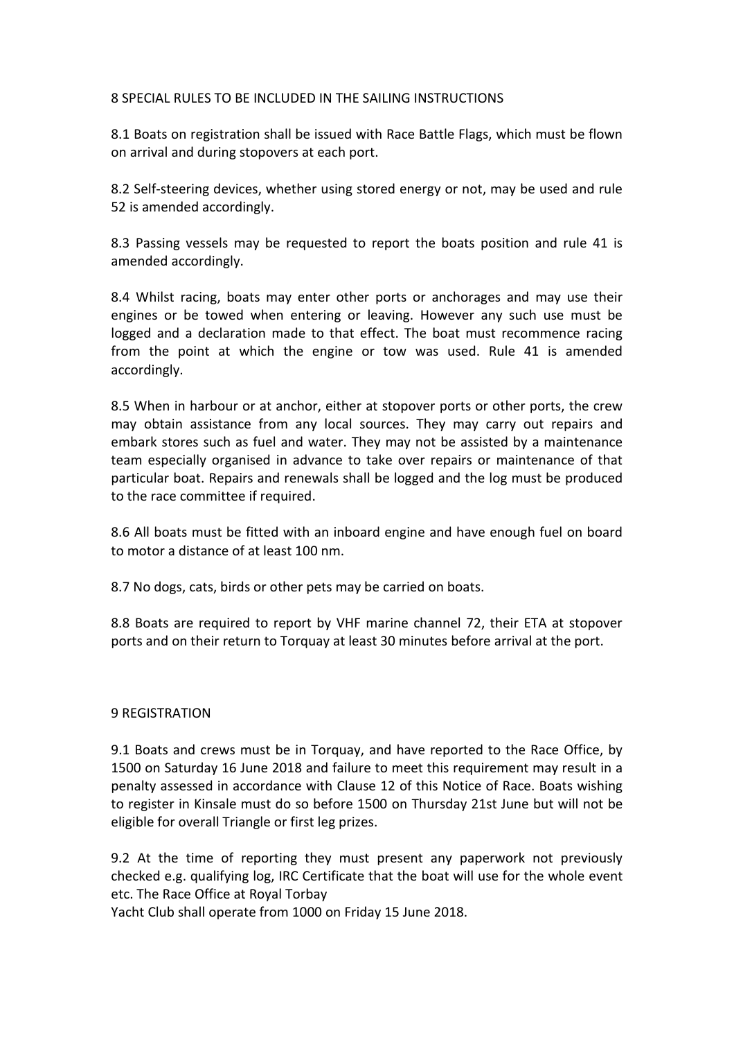## 8 SPECIAL RULES TO BE INCLUDED IN THE SAILING INSTRUCTIONS

8.1 Boats on registration shall be issued with Race Battle Flags, which must be flown on arrival and during stopovers at each port.

8.2 Self-steering devices, whether using stored energy or not, may be used and rule 52 is amended accordingly.

8.3 Passing vessels may be requested to report the boats position and rule 41 is amended accordingly.

8.4 Whilst racing, boats may enter other ports or anchorages and may use their engines or be towed when entering or leaving. However any such use must be logged and a declaration made to that effect. The boat must recommence racing from the point at which the engine or tow was used. Rule 41 is amended accordingly.

8.5 When in harbour or at anchor, either at stopover ports or other ports, the crew may obtain assistance from any local sources. They may carry out repairs and embark stores such as fuel and water. They may not be assisted by a maintenance team especially organised in advance to take over repairs or maintenance of that particular boat. Repairs and renewals shall be logged and the log must be produced to the race committee if required.

8.6 All boats must be fitted with an inboard engine and have enough fuel on board to motor a distance of at least 100 nm.

8.7 No dogs, cats, birds or other pets may be carried on boats.

8.8 Boats are required to report by VHF marine channel 72, their ETA at stopover ports and on their return to Torquay at least 30 minutes before arrival at the port.

## 9 REGISTRATION

9.1 Boats and crews must be in Torquay, and have reported to the Race Office, by 1500 on Saturday 16 June 2018 and failure to meet this requirement may result in a penalty assessed in accordance with Clause 12 of this Notice of Race. Boats wishing to register in Kinsale must do so before 1500 on Thursday 21st June but will not be eligible for overall Triangle or first leg prizes.

9.2 At the time of reporting they must present any paperwork not previously checked e.g. qualifying log, IRC Certificate that the boat will use for the whole event etc. The Race Office at Royal Torbay Yacht Club shall operate from 1000 on Friday 15 June 2018.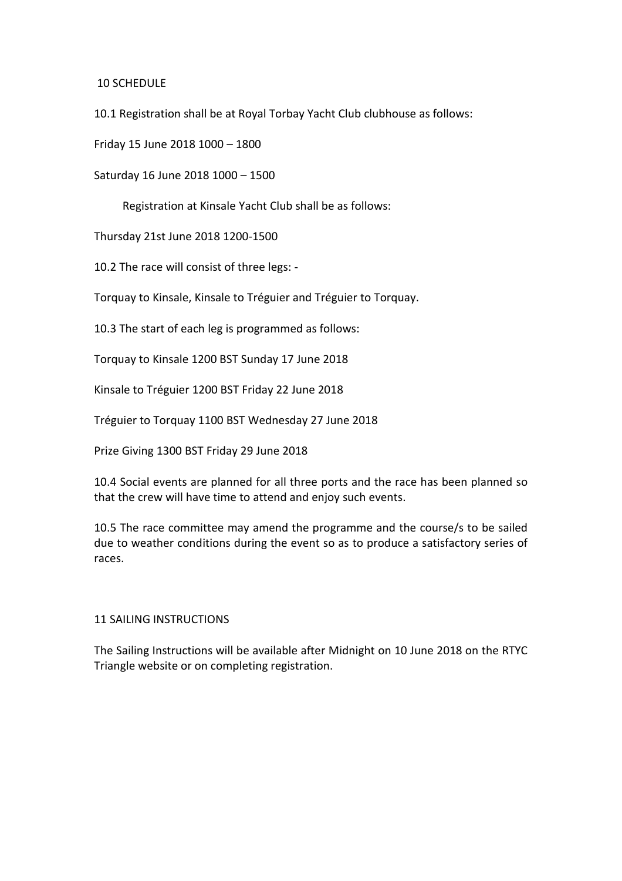## 10 SCHEDULE

10.1 Registration shall be at Royal Torbay Yacht Club clubhouse as follows:

Friday 15 June 2018 1000 – 1800

Saturday 16 June 2018 1000 – 1500

Registration at Kinsale Yacht Club shall be as follows:

Thursday 21st June 2018 1200-1500

10.2 The race will consist of three legs: -

Torquay to Kinsale, Kinsale to Tréguier and Tréguier to Torquay.

10.3 The start of each leg is programmed as follows:

Torquay to Kinsale 1200 BST Sunday 17 June 2018

Kinsale to Tréguier 1200 BST Friday 22 June 2018

Tréguier to Torquay 1100 BST Wednesday 27 June 2018

Prize Giving 1300 BST Friday 29 June 2018

10.4 Social events are planned for all three ports and the race has been planned so that the crew will have time to attend and enjoy such events.

10.5 The race committee may amend the programme and the course/s to be sailed due to weather conditions during the event so as to produce a satisfactory series of races.

## 11 SAILING INSTRUCTIONS

The Sailing Instructions will be available after Midnight on 10 June 2018 on the RTYC Triangle website or on completing registration.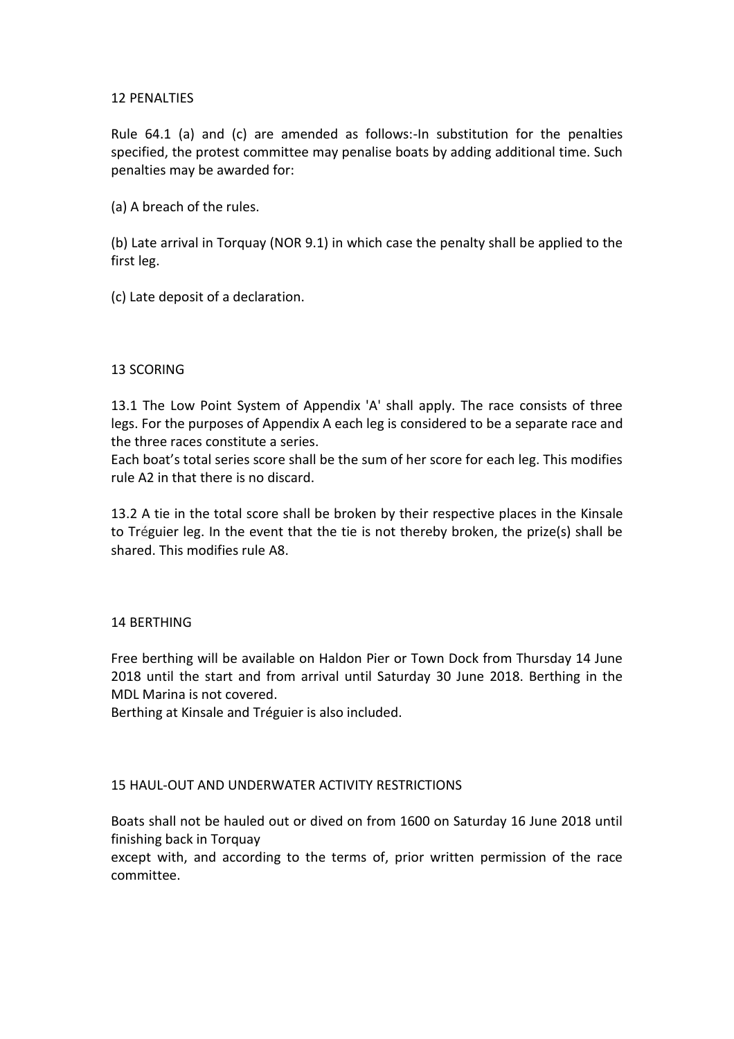## 12 PENALTIES

Rule 64.1 (a) and (c) are amended as follows:-In substitution for the penalties specified, the protest committee may penalise boats by adding additional time. Such penalties may be awarded for:

(a) A breach of the rules.

(b) Late arrival in Torquay (NOR 9.1) in which case the penalty shall be applied to the first leg.

(c) Late deposit of a declaration.

## 13 SCORING

13.1 The Low Point System of Appendix 'A' shall apply. The race consists of three legs. For the purposes of Appendix A each leg is considered to be a separate race and the three races constitute a series.
Each boat's total series score shall be the sum of her score for each leg. This modifies rule A2 in that there is no discard.

13.2 A tie in the total score shall be broken by their respective places in the Kinsale to Tréguier leg. In the event that the tie is not thereby broken, the prize(s) shall be shared. This modifies rule A8.

## 14 BERTHING

Free berthing will be available on Haldon Pier or Town Dock from Thursday 14 June 2018 until the start and from arrival until Saturday 30 June 2018. Berthing in the MDL Marina is not covered.
Berthing at Kinsale and Tréguier is also included.

## 15 HAUL-OUT AND UNDERWATER ACTIVITY RESTRICTIONS

Boats shall not be hauled out or dived on from 1600 on Saturday 16 June 2018 until finishing back in Torquay
except with, and according to the terms of, prior written permission of the race committee.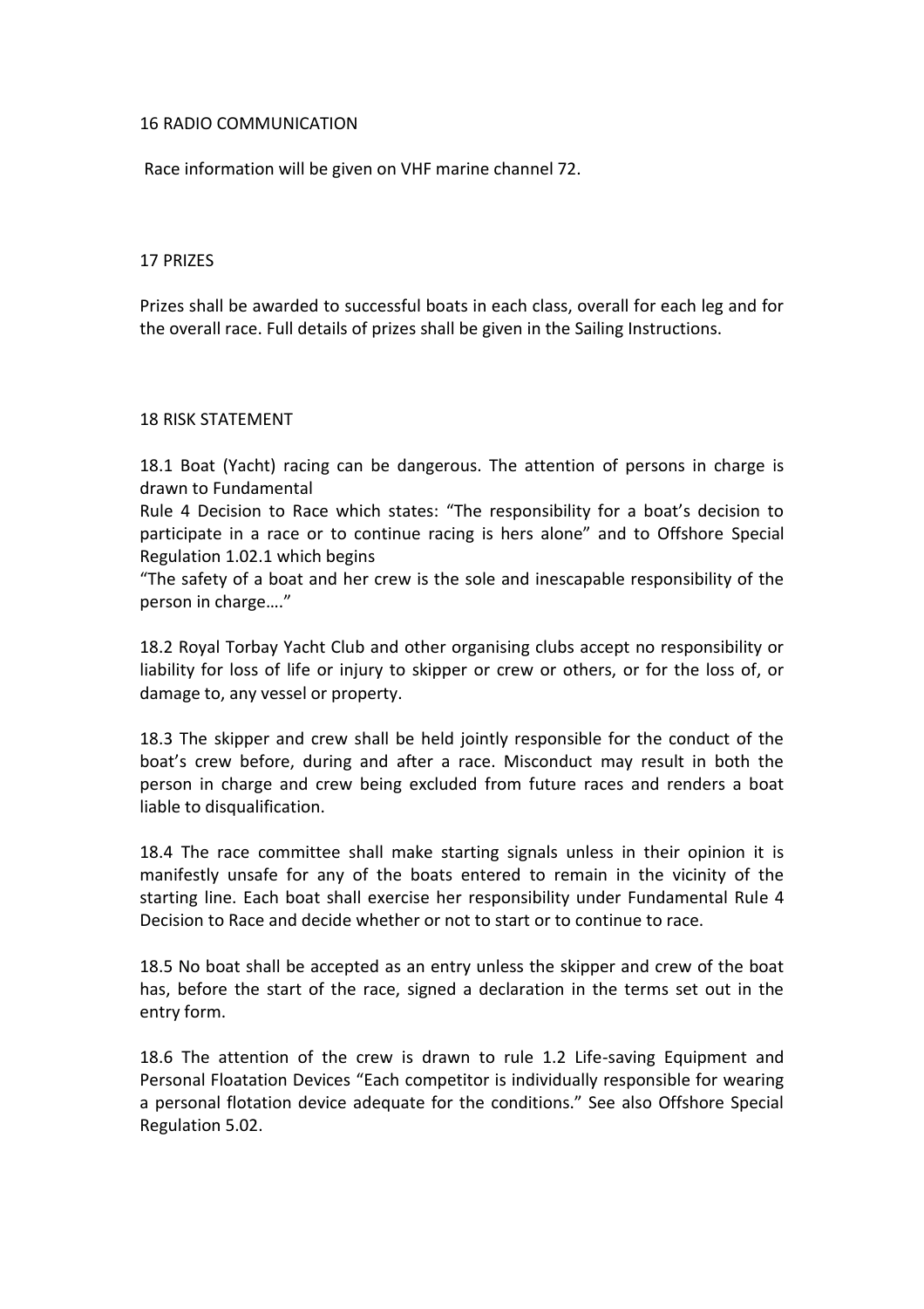## 16 RADIO COMMUNICATION

Race information will be given on VHF marine channel 72.

## 17 PRIZES

Prizes shall be awarded to successful boats in each class, overall for each leg and for the overall race. Full details of prizes shall be given in the Sailing Instructions.

## 18 RISK STATEMENT

18.1 Boat (Yacht) racing can be dangerous. The attention of persons in charge is drawn to Fundamental Rule 4 Decision to Race which states: "The responsibility for a boat's decision to participate in a race or to continue racing is hers alone" and to Offshore Special Regulation 1.02.1 which begins "The safety of a boat and her crew is the sole and inescapable responsibility of the person in charge…."

18.2 Royal Torbay Yacht Club and other organising clubs accept no responsibility or liability for loss of life or injury to skipper or crew or others, or for the loss of, or damage to, any vessel or property.

18.3 The skipper and crew shall be held jointly responsible for the conduct of the boat's crew before, during and after a race. Misconduct may result in both the person in charge and crew being excluded from future races and renders a boat liable to disqualification.

18.4 The race committee shall make starting signals unless in their opinion it is manifestly unsafe for any of the boats entered to remain in the vicinity of the starting line. Each boat shall exercise her responsibility under Fundamental Rule 4 Decision to Race and decide whether or not to start or to continue to race.

18.5 No boat shall be accepted as an entry unless the skipper and crew of the boat has, before the start of the race, signed a declaration in the terms set out in the entry form.

18.6 The attention of the crew is drawn to rule 1.2 Life-saving Equipment and Personal Floatation Devices "Each competitor is individually responsible for wearing a personal flotation device adequate for the conditions." See also Offshore Special Regulation 5.02.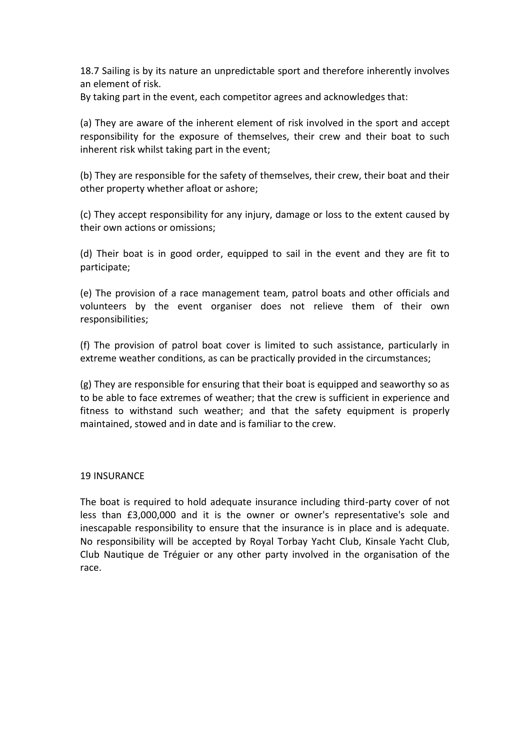18.7 Sailing is by its nature an unpredictable sport and therefore inherently involves an element of risk.
By taking part in the event, each competitor agrees and acknowledges that:

(a) They are aware of the inherent element of risk involved in the sport and accept responsibility for the exposure of themselves, their crew and their boat to such inherent risk whilst taking part in the event;

(b) They are responsible for the safety of themselves, their crew, their boat and their other property whether afloat or ashore;

(c) They accept responsibility for any injury, damage or loss to the extent caused by their own actions or omissions;

(d) Their boat is in good order, equipped to sail in the event and they are fit to participate;

(e) The provision of a race management team, patrol boats and other officials and volunteers by the event organiser does not relieve them of their own responsibilities;

(f) The provision of patrol boat cover is limited to such assistance, particularly in extreme weather conditions, as can be practically provided in the circumstances;

(g) They are responsible for ensuring that their boat is equipped and seaworthy so as to be able to face extremes of weather; that the crew is sufficient in experience and fitness to withstand such weather; and that the safety equipment is properly maintained, stowed and in date and is familiar to the crew.

## 19 INSURANCE

The boat is required to hold adequate insurance including third-party cover of not less than £3,000,000 and it is the owner or owner's representative's sole and inescapable responsibility to ensure that the insurance is in place and is adequate. No responsibility will be accepted by Royal Torbay Yacht Club, Kinsale Yacht Club, Club Nautique de Tréguier or any other party involved in the organisation of the race.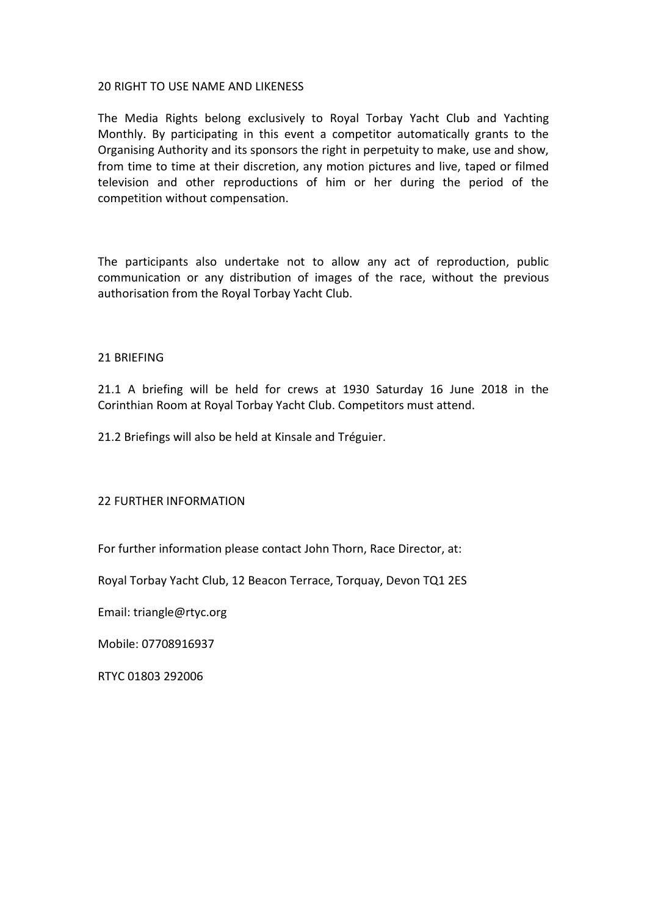## 20 RIGHT TO USE NAME AND LIKENESS

The Media Rights belong exclusively to Royal Torbay Yacht Club and Yachting Monthly. By participating in this event a competitor automatically grants to the Organising Authority and its sponsors the right in perpetuity to make, use and show, from time to time at their discretion, any motion pictures and live, taped or filmed television and other reproductions of him or her during the period of the competition without compensation.

The participants also undertake not to allow any act of reproduction, public communication or any distribution of images of the race, without the previous authorisation from the Royal Torbay Yacht Club.

## 21 BRIEFING

21.1 A briefing will be held for crews at 1930 Saturday 16 June 2018 in the Corinthian Room at Royal Torbay Yacht Club. Competitors must attend.

21.2 Briefings will also be held at Kinsale and Tréguier.

## 22 FURTHER INFORMATION

For further information please contact John Thorn, Race Director, at:

Royal Torbay Yacht Club, 12 Beacon Terrace, Torquay, Devon TQ1 2ES

Email: triangle@rtyc.org

Mobile: 07708916937

RTYC 01803 292006